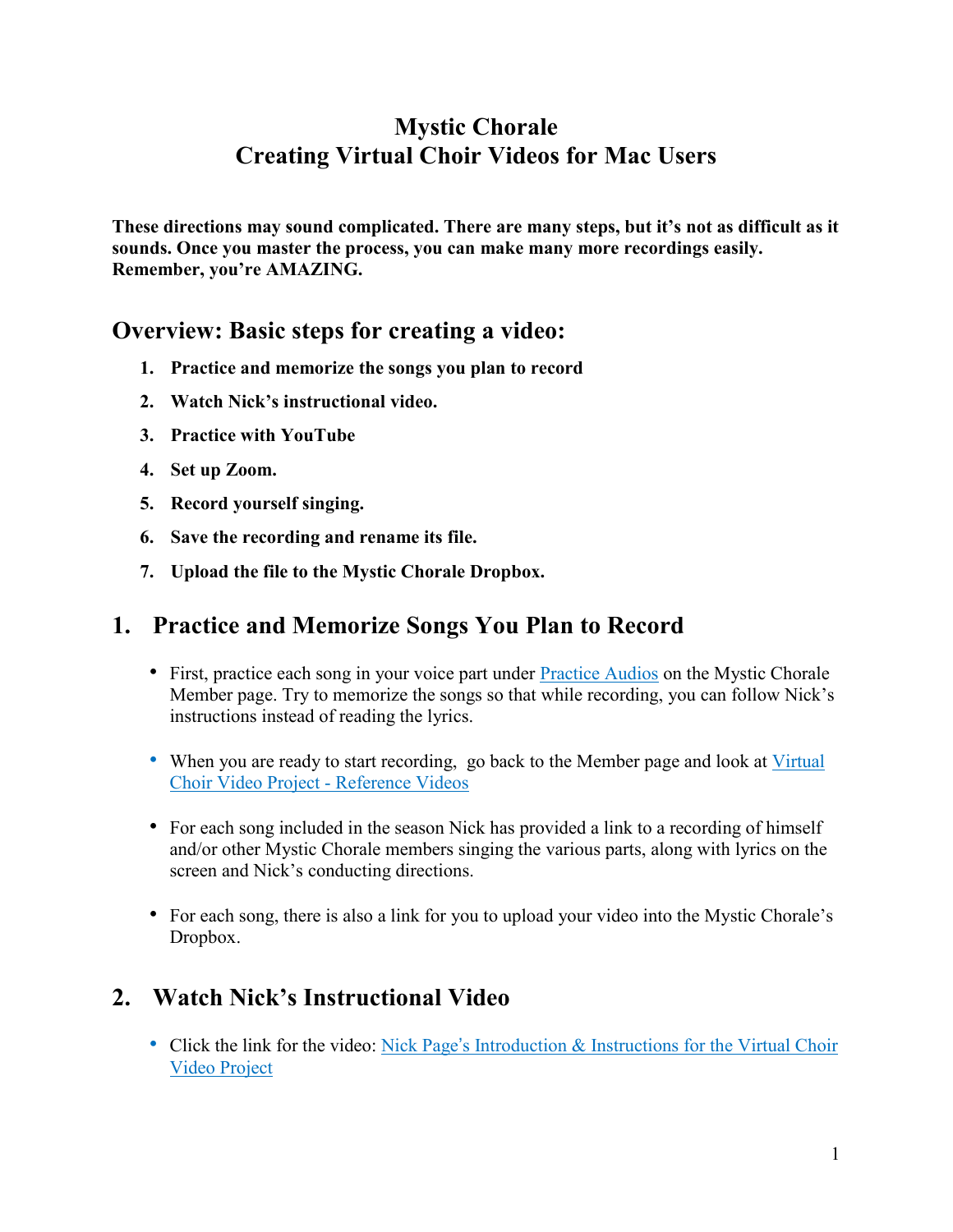# Mystic Chorale
# Creating Virtual Choir Videos for Mac Users

**These directions may sound complicated. There are many steps, but it's not as difficult as it sounds. Once you master the process, you can make many more recordings easily. Remember, you're AMAZING.**

## Overview: Basic steps for creating a video:

1. **Practice and memorize the songs you plan to record**
2. **Watch Nick's instructional video.**
3. **Practice with YouTube**
4. **Set up Zoom.**
5. **Record yourself singing.**
6. **Save the recording and rename its file.**
7. **Upload the file to the Mystic Chorale Dropbox.**

## 1. Practice and Memorize Songs You Plan to Record

- First, practice each song in your voice part under Practice Audios on the Mystic Chorale Member page. Try to memorize the songs so that while recording, you can follow Nick's instructions instead of reading the lyrics.
- When you are ready to start recording, go back to the Member page and look at Virtual Choir Video Project - Reference Videos
- For each song included in the season Nick has provided a link to a recording of himself and/or other Mystic Chorale members singing the various parts, along with lyrics on the screen and Nick's conducting directions.
- For each song, there is also a link for you to upload your video into the Mystic Chorale's Dropbox.

## 2. Watch Nick's Instructional Video

- Click the link for the video: Nick Page's Introduction & Instructions for the Virtual Choir Video Project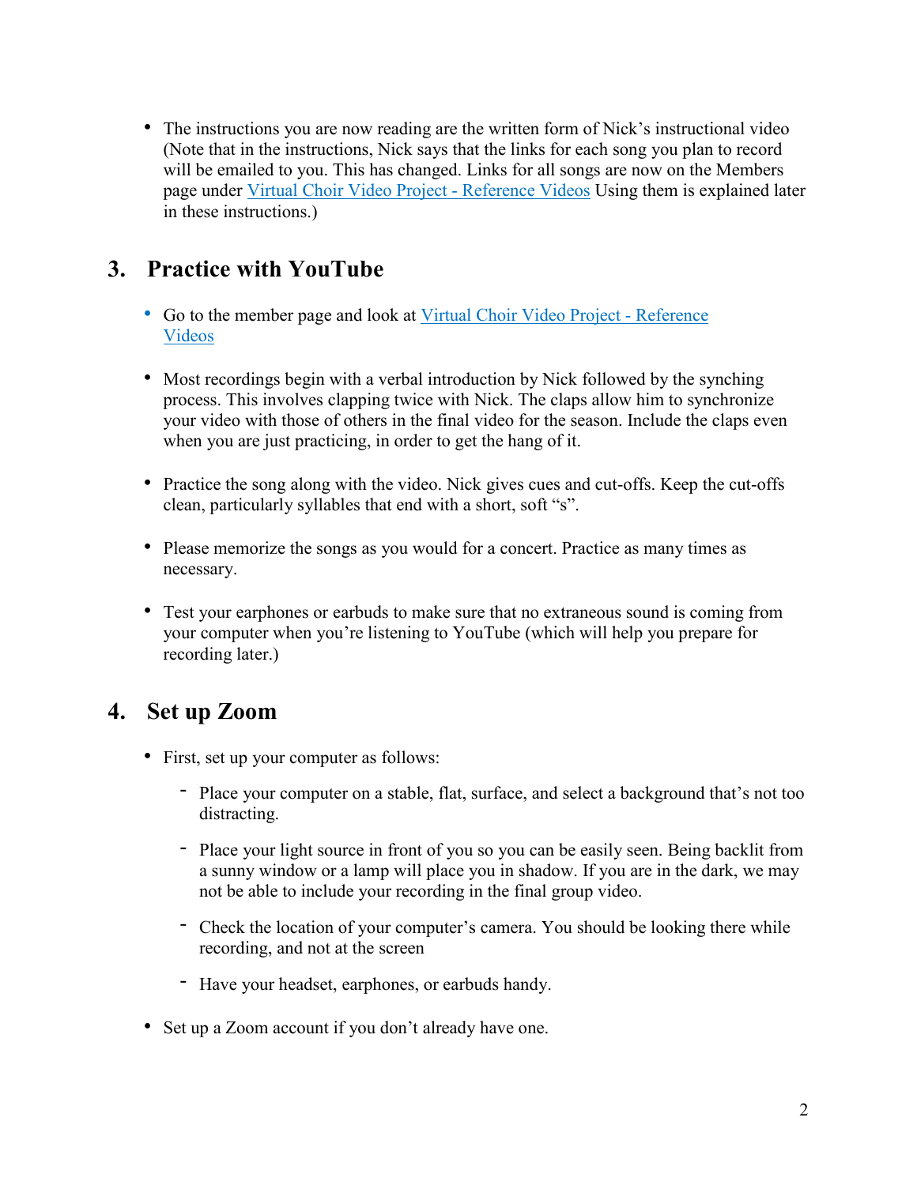- The instructions you are now reading are the written form of Nick's instructional video (Note that in the instructions, Nick says that the links for each song you plan to record will be emailed to you. This has changed. Links for all songs are now on the Members page under [Virtual Choir Video Project - Reference Videos]() Using them is explained later in these instructions.)

## 3. Practice with YouTube

- Go to the member page and look at [Virtual Choir Video Project - Reference Videos]()

- Most recordings begin with a verbal introduction by Nick followed by the synching process. This involves clapping twice with Nick. The claps allow him to synchronize your video with those of others in the final video for the season. Include the claps even when you are just practicing, in order to get the hang of it.

- Practice the song along with the video. Nick gives cues and cut-offs. Keep the cut-offs clean, particularly syllables that end with a short, soft "s".

- Please memorize the songs as you would for a concert. Practice as many times as necessary.

- Test your earphones or earbuds to make sure that no extraneous sound is coming from your computer when you're listening to YouTube (which will help you prepare for recording later.)

## 4. Set up Zoom

- First, set up your computer as follows:

  - Place your computer on a stable, flat, surface, and select a background that's not too distracting.

  - Place your light source in front of you so you can be easily seen. Being backlit from a sunny window or a lamp will place you in shadow. If you are in the dark, we may not be able to include your recording in the final group video.

  - Check the location of your computer's camera. You should be looking there while recording, and not at the screen

  - Have your headset, earphones, or earbuds handy.

- Set up a Zoom account if you don't already have one.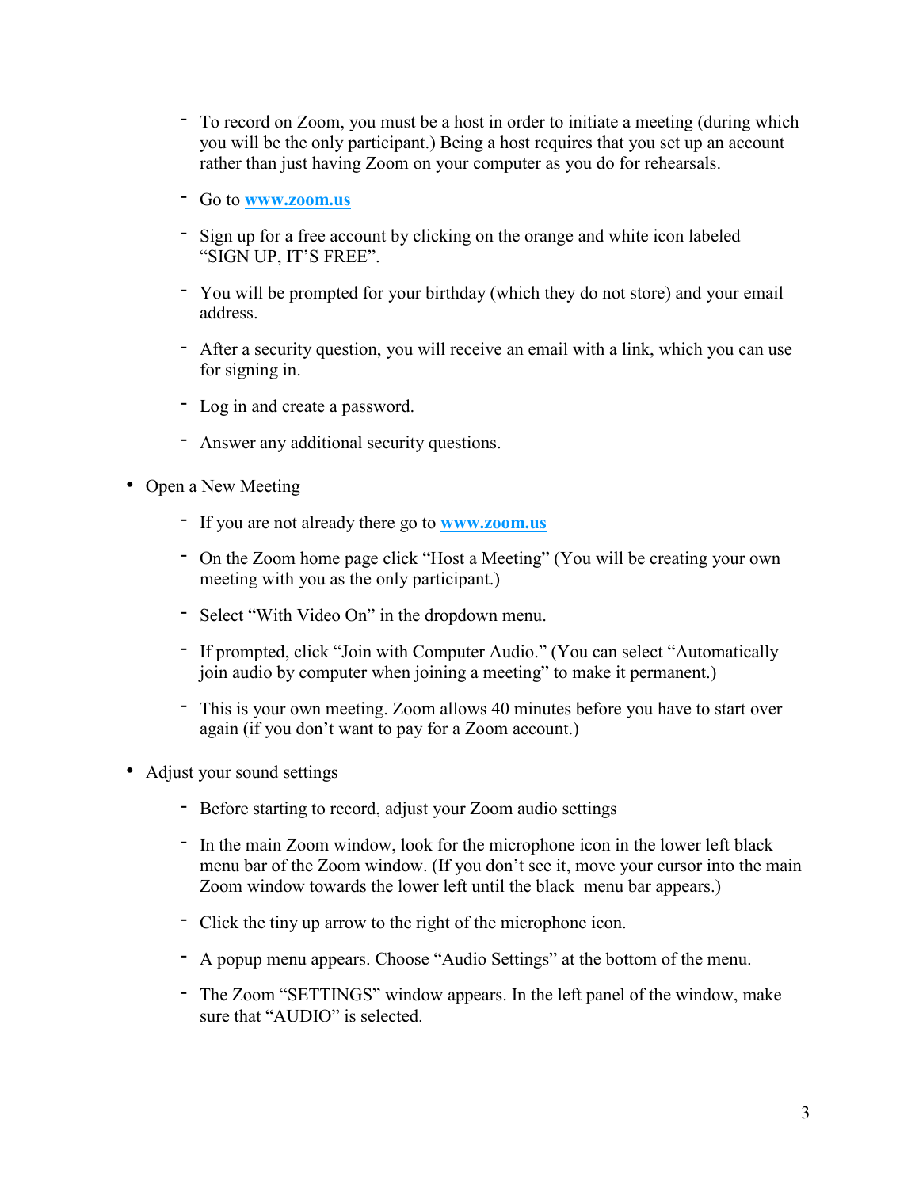- To record on Zoom, you must be a host in order to initiate a meeting (during which you will be the only participant.) Being a host requires that you set up an account rather than just having Zoom on your computer as you do for rehearsals.

- Go to **[www.zoom.us](http://www.zoom.us)**

- Sign up for a free account by clicking on the orange and white icon labeled "SIGN UP, IT'S FREE".

- You will be prompted for your birthday (which they do not store) and your email address.

- After a security question, you will receive an email with a link, which you can use for signing in.

- Log in and create a password.

- Answer any additional security questions.

• Open a New Meeting

  - If you are not already there go to **[www.zoom.us](http://www.zoom.us)**

  - On the Zoom home page click "Host a Meeting" (You will be creating your own meeting with you as the only participant.)

  - Select "With Video On" in the dropdown menu.

  - If prompted, click "Join with Computer Audio." (You can select "Automatically join audio by computer when joining a meeting" to make it permanent.)

  - This is your own meeting. Zoom allows 40 minutes before you have to start over again (if you don't want to pay for a Zoom account.)

• Adjust your sound settings

  - Before starting to record, adjust your Zoom audio settings

  - In the main Zoom window, look for the microphone icon in the lower left black menu bar of the Zoom window. (If you don't see it, move your cursor into the main Zoom window towards the lower left until the black menu bar appears.)

  - Click the tiny up arrow to the right of the microphone icon.

  - A popup menu appears. Choose "Audio Settings" at the bottom of the menu.

  - The Zoom "SETTINGS" window appears. In the left panel of the window, make sure that "AUDIO" is selected.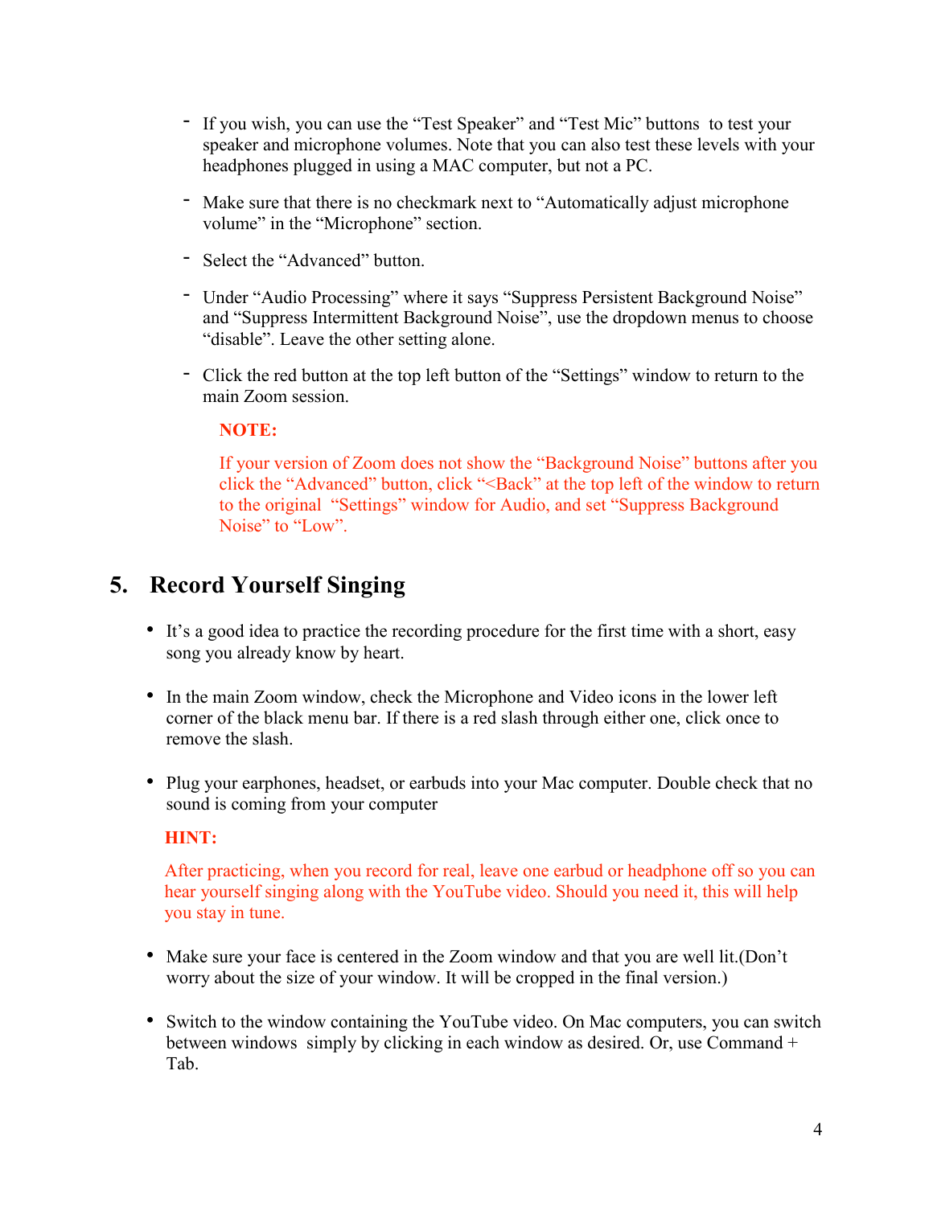- If you wish, you can use the "Test Speaker" and "Test Mic" buttons to test your speaker and microphone volumes. Note that you can also test these levels with your headphones plugged in using a MAC computer, but not a PC.

- Make sure that there is no checkmark next to "Automatically adjust microphone volume" in the "Microphone" section.

- Select the "Advanced" button.

- Under "Audio Processing" where it says "Suppress Persistent Background Noise" and "Suppress Intermittent Background Noise", use the dropdown menus to choose "disable". Leave the other setting alone.

- Click the red button at the top left button of the "Settings" window to return to the main Zoom session.

  **NOTE:**

  If your version of Zoom does not show the "Background Noise" buttons after you click the "Advanced" button, click "<Back" at the top left of the window to return to the original "Settings" window for Audio, and set "Suppress Background Noise" to "Low".

## 5. Record Yourself Singing

- It's a good idea to practice the recording procedure for the first time with a short, easy song you already know by heart.

- In the main Zoom window, check the Microphone and Video icons in the lower left corner of the black menu bar. If there is a red slash through either one, click once to remove the slash.

- Plug your earphones, headset, or earbuds into your Mac computer. Double check that no sound is coming from your computer

  **HINT:**

  After practicing, when you record for real, leave one earbud or headphone off so you can hear yourself singing along with the YouTube video. Should you need it, this will help you stay in tune.

- Make sure your face is centered in the Zoom window and that you are well lit.(Don't worry about the size of your window. It will be cropped in the final version.)

- Switch to the window containing the YouTube video. On Mac computers, you can switch between windows simply by clicking in each window as desired. Or, use Command + Tab.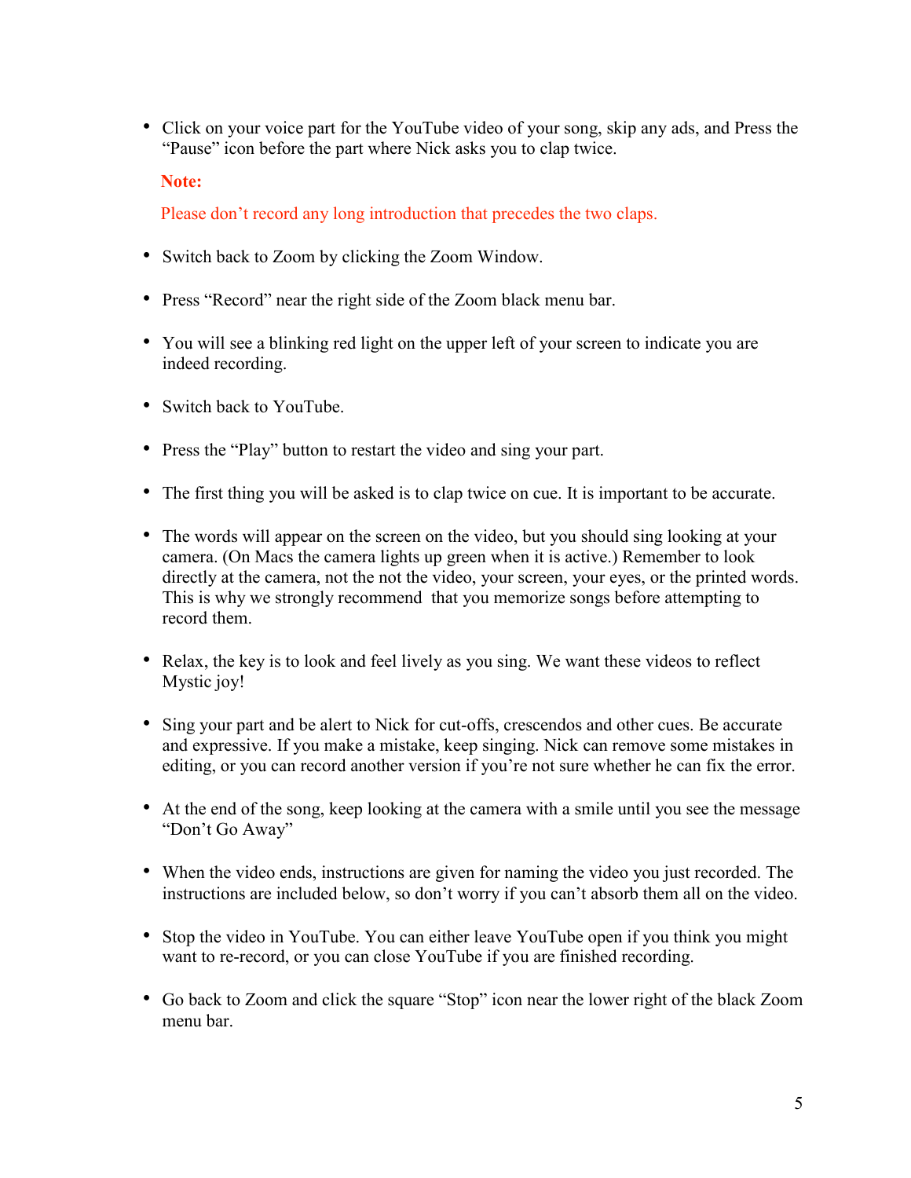- Click on your voice part for the YouTube video of your song, skip any ads, and Press the "Pause" icon before the part where Nick asks you to clap twice.

  **Note:**

  Please don't record any long introduction that precedes the two claps.

- Switch back to Zoom by clicking the Zoom Window.

- Press "Record" near the right side of the Zoom black menu bar.

- You will see a blinking red light on the upper left of your screen to indicate you are indeed recording.

- Switch back to YouTube.

- Press the "Play" button to restart the video and sing your part.

- The first thing you will be asked is to clap twice on cue. It is important to be accurate.

- The words will appear on the screen on the video, but you should sing looking at your camera. (On Macs the camera lights up green when it is active.) Remember to look directly at the camera, not the not the video, your screen, your eyes, or the printed words. This is why we strongly recommend that you memorize songs before attempting to record them.

- Relax, the key is to look and feel lively as you sing. We want these videos to reflect Mystic joy!

- Sing your part and be alert to Nick for cut-offs, crescendos and other cues. Be accurate and expressive. If you make a mistake, keep singing. Nick can remove some mistakes in editing, or you can record another version if you're not sure whether he can fix the error.

- At the end of the song, keep looking at the camera with a smile until you see the message "Don't Go Away"

- When the video ends, instructions are given for naming the video you just recorded. The instructions are included below, so don't worry if you can't absorb them all on the video.

- Stop the video in YouTube. You can either leave YouTube open if you think you might want to re-record, or you can close YouTube if you are finished recording.

- Go back to Zoom and click the square "Stop" icon near the lower right of the black Zoom menu bar.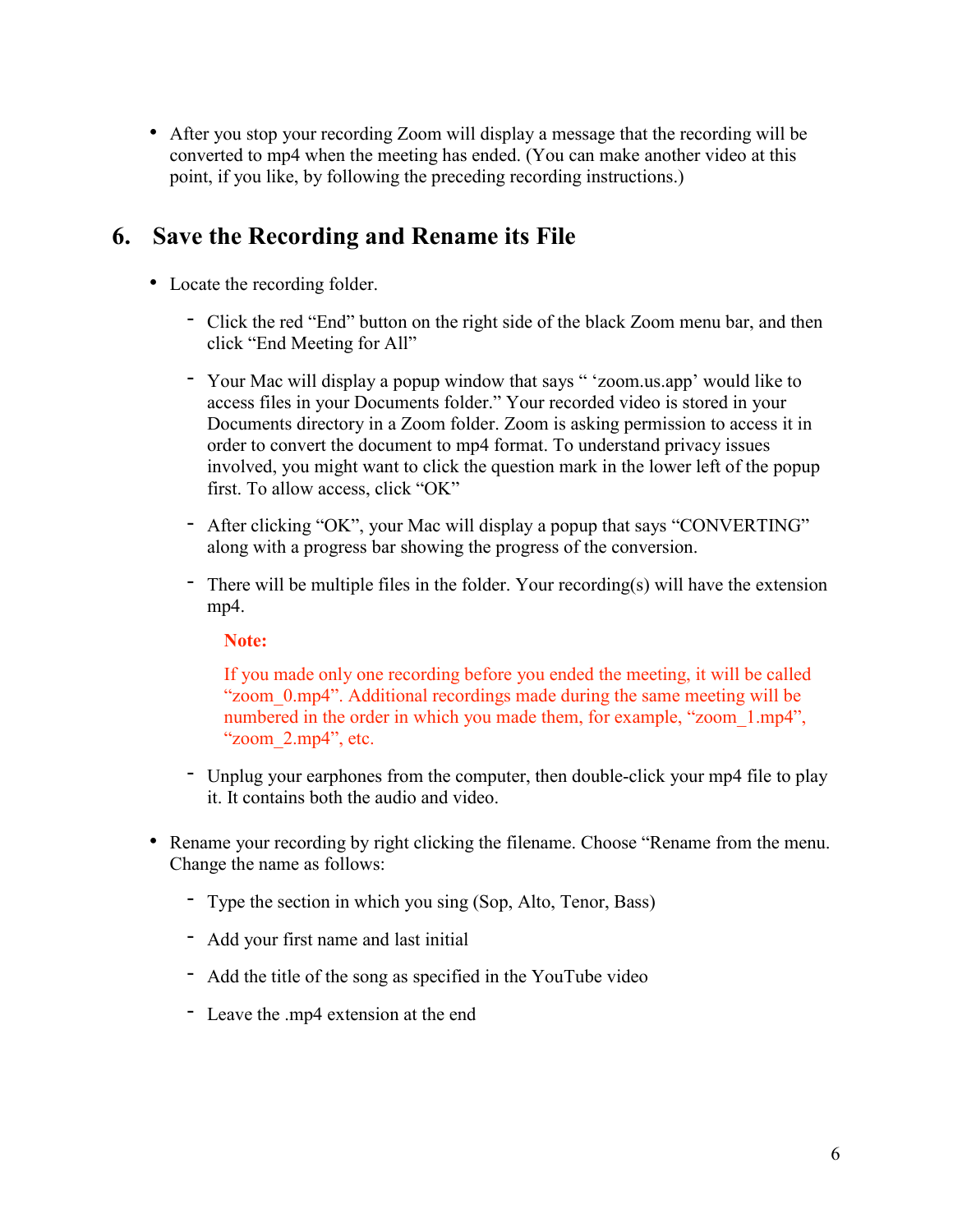- After you stop your recording Zoom will display a message that the recording will be converted to mp4 when the meeting has ended. (You can make another video at this point, if you like, by following the preceding recording instructions.)

## 6. Save the Recording and Rename its File

- Locate the recording folder.
  - Click the red "End" button on the right side of the black Zoom menu bar, and then click "End Meeting for All"
  - Your Mac will display a popup window that says " 'zoom.us.app' would like to access files in your Documents folder." Your recorded video is stored in your Documents directory in a Zoom folder. Zoom is asking permission to access it in order to convert the document to mp4 format. To understand privacy issues involved, you might want to click the question mark in the lower left of the popup first. To allow access, click "OK"
  - After clicking "OK", your Mac will display a popup that says "CONVERTING" along with a progress bar showing the progress of the conversion.
  - There will be multiple files in the folder. Your recording(s) will have the extension mp4.

    **Note:**

    If you made only one recording before you ended the meeting, it will be called "zoom_0.mp4". Additional recordings made during the same meeting will be numbered in the order in which you made them, for example, "zoom_1.mp4", "zoom_2.mp4", etc.

  - Unplug your earphones from the computer, then double-click your mp4 file to play it. It contains both the audio and video.

- Rename your recording by right clicking the filename. Choose "Rename from the menu. Change the name as follows:
  - Type the section in which you sing (Sop, Alto, Tenor, Bass)
  - Add your first name and last initial
  - Add the title of the song as specified in the YouTube video
  - Leave the .mp4 extension at the end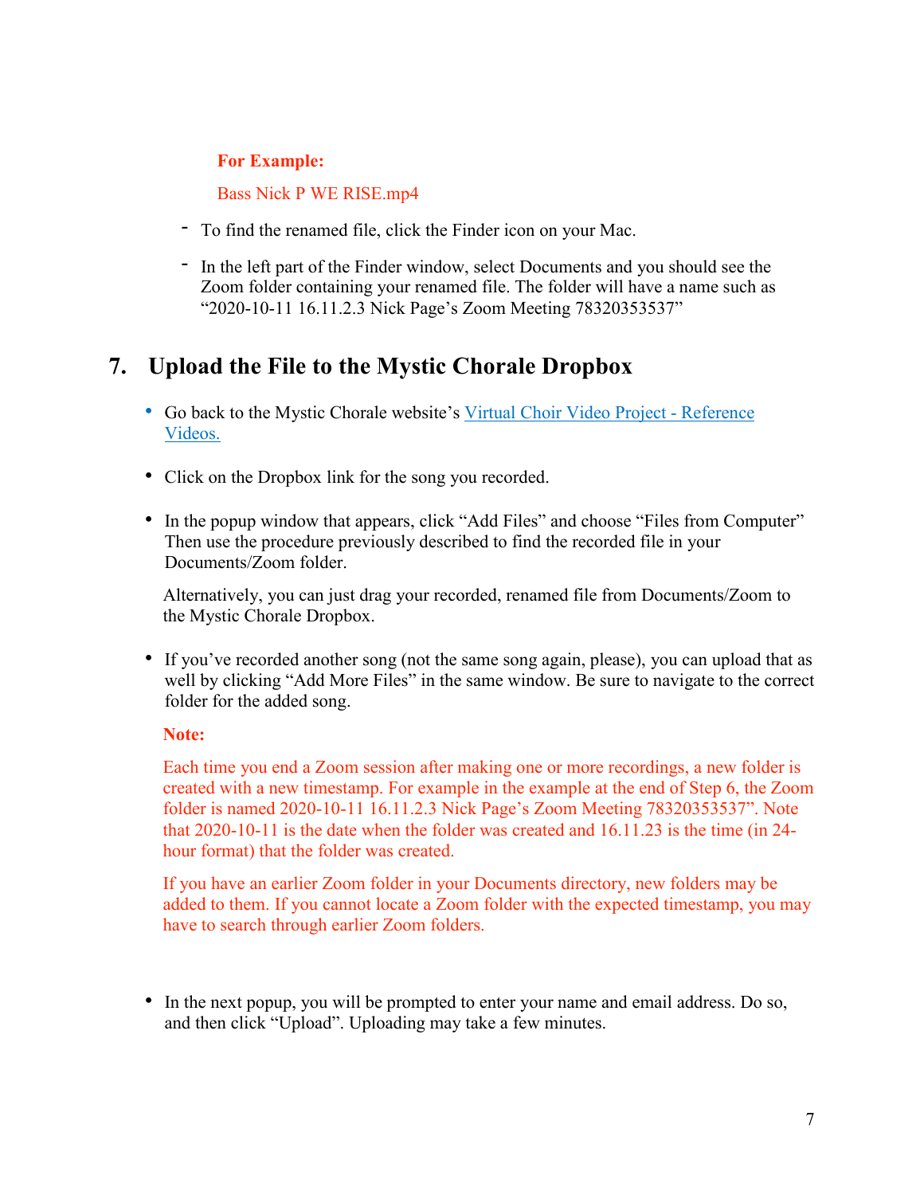**For Example:**

Bass Nick P WE RISE.mp4

- To find the renamed file, click the Finder icon on your Mac.
- In the left part of the Finder window, select Documents and you should see the Zoom folder containing your renamed file. The folder will have a name such as "2020-10-11 16.11.2.3 Nick Page's Zoom Meeting 78320353537"

## 7. Upload the File to the Mystic Chorale Dropbox

- Go back to the Mystic Chorale website's [Virtual Choir Video Project - Reference Videos.]()

- Click on the Dropbox link for the song you recorded.

- In the popup window that appears, click "Add Files" and choose "Files from Computer" Then use the procedure previously described to find the recorded file in your Documents/Zoom folder.

  Alternatively, you can just drag your recorded, renamed file from Documents/Zoom to the Mystic Chorale Dropbox.

- If you've recorded another song (not the same song again, please), you can upload that as well by clicking "Add More Files" in the same window. Be sure to navigate to the correct folder for the added song.

  **Note:**

  Each time you end a Zoom session after making one or more recordings, a new folder is created with a new timestamp. For example in the example at the end of Step 6, the Zoom folder is named 2020-10-11 16.11.2.3 Nick Page's Zoom Meeting 78320353537". Note that 2020-10-11 is the date when the folder was created and 16.11.23 is the time (in 24-hour format) that the folder was created.

  If you have an earlier Zoom folder in your Documents directory, new folders may be added to them. If you cannot locate a Zoom folder with the expected timestamp, you may have to search through earlier Zoom folders.

- In the next popup, you will be prompted to enter your name and email address. Do so, and then click "Upload". Uploading may take a few minutes.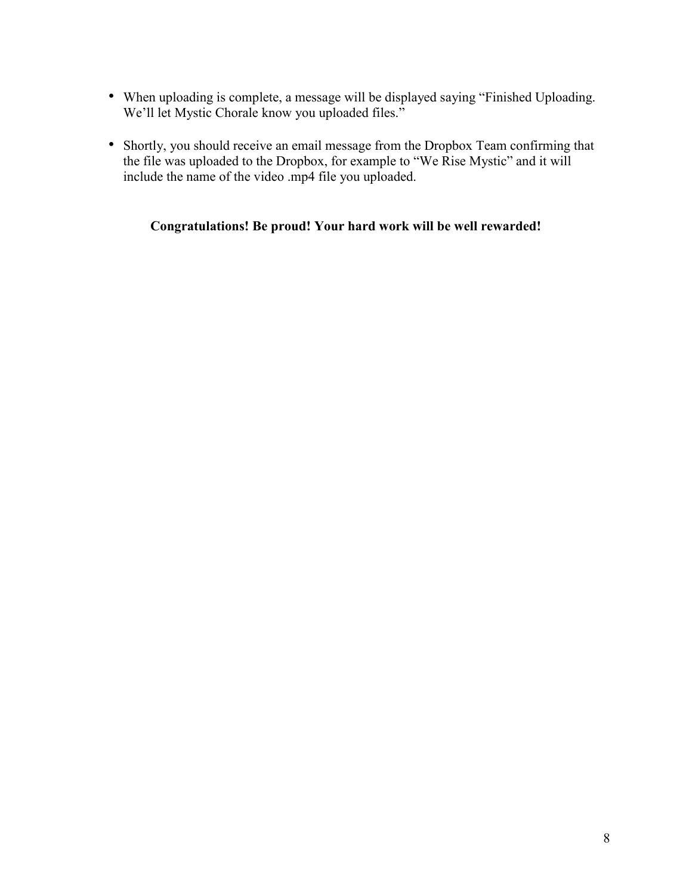- When uploading is complete, a message will be displayed saying "Finished Uploading. We'll let Mystic Chorale know you uploaded files."

- Shortly, you should receive an email message from the Dropbox Team confirming that the file was uploaded to the Dropbox, for example to "We Rise Mystic" and it will include the name of the video .mp4 file you uploaded.

**Congratulations! Be proud! Your hard work will be well rewarded!**